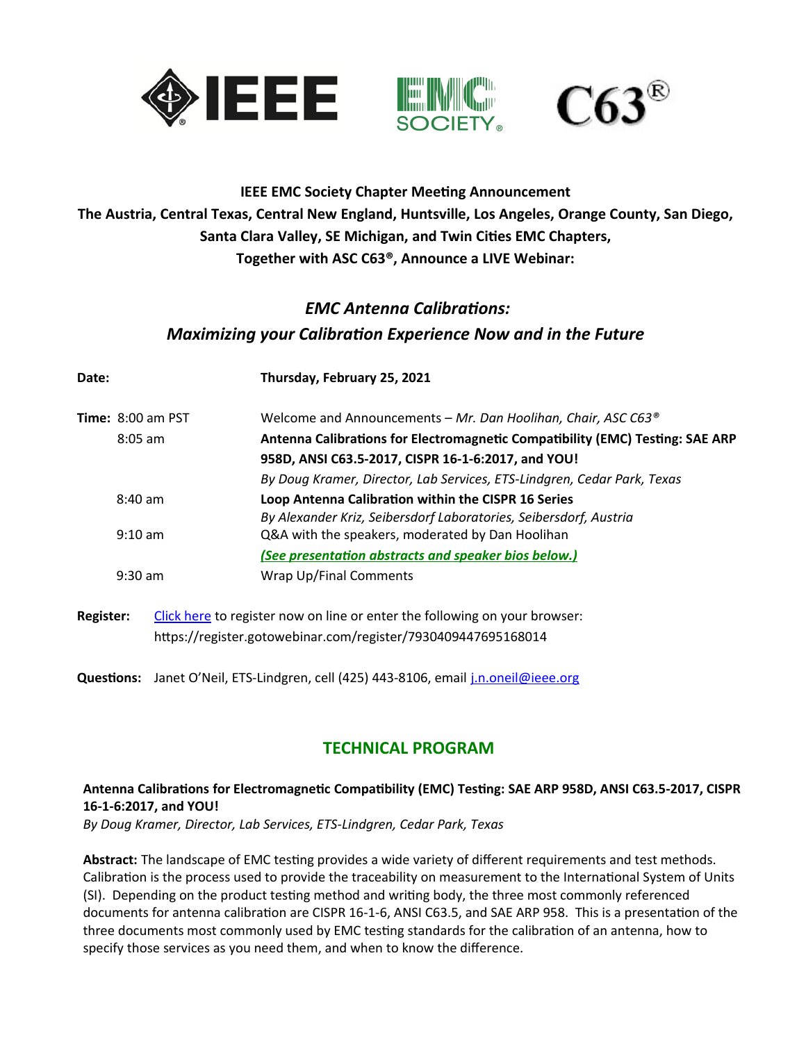**IEEE EMC Society Chapter Meeting Announcement**
**The Austria, Central Texas, Central New England, Huntsville, Los Angeles, Orange County, San Diego, Santa Clara Valley, SE Michigan, and Twin Cities EMC Chapters, Together with ASC C63®, Announce a LIVE Webinar:**

## *EMC Antenna Calibrations: Maximizing your Calibration Experience Now and in the Future*

**Date:** **Thursday, February 25, 2021**

**Time:** 8:00 am PST — Welcome and Announcements – *Mr. Dan Hoolihan, Chair, ASC C63®*

8:05 am — **Antenna Calibrations for Electromagnetic Compatibility (EMC) Testing: SAE ARP 958D, ANSI C63.5-2017, CISPR 16-1-6:2017, and YOU!**
*By Doug Kramer, Director, Lab Services, ETS-Lindgren, Cedar Park, Texas*

8:40 am — **Loop Antenna Calibration within the CISPR 16 Series**
*By Alexander Kriz, Seibersdorf Laboratories, Seibersdorf, Austria*

9:10 am — Q&A with the speakers, moderated by Dan Hoolihan
*(See presentation abstracts and speaker bios below.)*

9:30 am — Wrap Up/Final Comments

**Register:** Click here to register now on line or enter the following on your browser: https://register.gotowebinar.com/register/7930409447695168014

**Questions:** Janet O'Neil, ETS-Lindgren, cell (425) 443-8106, email j.n.oneil@ieee.org

## TECHNICAL PROGRAM

**Antenna Calibrations for Electromagnetic Compatibility (EMC) Testing: SAE ARP 958D, ANSI C63.5-2017, CISPR 16-1-6:2017, and YOU!**
*By Doug Kramer, Director, Lab Services, ETS-Lindgren, Cedar Park, Texas*

**Abstract:** The landscape of EMC testing provides a wide variety of different requirements and test methods. Calibration is the process used to provide the traceability on measurement to the International System of Units (SI). Depending on the product testing method and writing body, the three most commonly referenced documents for antenna calibration are CISPR 16-1-6, ANSI C63.5, and SAE ARP 958. This is a presentation of the three documents most commonly used by EMC testing standards for the calibration of an antenna, how to specify those services as you need them, and when to know the difference.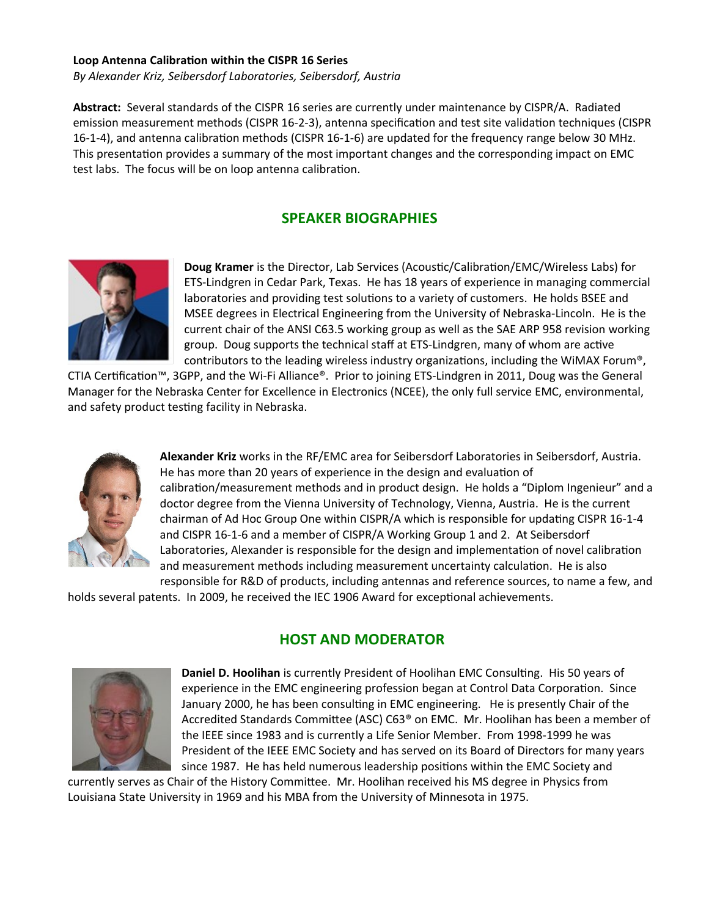**Loop Antenna Calibration within the CISPR 16 Series**

*By Alexander Kriz, Seibersdorf Laboratories, Seibersdorf, Austria*

**Abstract:** Several standards of the CISPR 16 series are currently under maintenance by CISPR/A. Radiated emission measurement methods (CISPR 16-2-3), antenna specification and test site validation techniques (CISPR 16-1-4), and antenna calibration methods (CISPR 16-1-6) are updated for the frequency range below 30 MHz. This presentation provides a summary of the most important changes and the corresponding impact on EMC test labs. The focus will be on loop antenna calibration.

## SPEAKER BIOGRAPHIES

**Doug Kramer** is the Director, Lab Services (Acoustic/Calibration/EMC/Wireless Labs) for ETS-Lindgren in Cedar Park, Texas. He has 18 years of experience in managing commercial laboratories and providing test solutions to a variety of customers. He holds BSEE and MSEE degrees in Electrical Engineering from the University of Nebraska-Lincoln. He is the current chair of the ANSI C63.5 working group as well as the SAE ARP 958 revision working group. Doug supports the technical staff at ETS-Lindgren, many of whom are active contributors to the leading wireless industry organizations, including the WiMAX Forum®, CTIA Certification™, 3GPP, and the Wi-Fi Alliance®. Prior to joining ETS-Lindgren in 2011, Doug was the General Manager for the Nebraska Center for Excellence in Electronics (NCEE), the only full service EMC, environmental, and safety product testing facility in Nebraska.

**Alexander Kriz** works in the RF/EMC area for Seibersdorf Laboratories in Seibersdorf, Austria. He has more than 20 years of experience in the design and evaluation of calibration/measurement methods and in product design. He holds a "Diplom Ingenieur" and a doctor degree from the Vienna University of Technology, Vienna, Austria. He is the current chairman of Ad Hoc Group One within CISPR/A which is responsible for updating CISPR 16-1-4 and CISPR 16-1-6 and a member of CISPR/A Working Group 1 and 2. At Seibersdorf Laboratories, Alexander is responsible for the design and implementation of novel calibration and measurement methods including measurement uncertainty calculation. He is also responsible for R&D of products, including antennas and reference sources, to name a few, and holds several patents. In 2009, he received the IEC 1906 Award for exceptional achievements.

## HOST AND MODERATOR

**Daniel D. Hoolihan** is currently President of Hoolihan EMC Consulting. His 50 years of experience in the EMC engineering profession began at Control Data Corporation. Since January 2000, he has been consulting in EMC engineering. He is presently Chair of the Accredited Standards Committee (ASC) C63® on EMC. Mr. Hoolihan has been a member of the IEEE since 1983 and is currently a Life Senior Member. From 1998-1999 he was President of the IEEE EMC Society and has served on its Board of Directors for many years since 1987. He has held numerous leadership positions within the EMC Society and currently serves as Chair of the History Committee. Mr. Hoolihan received his MS degree in Physics from Louisiana State University in 1969 and his MBA from the University of Minnesota in 1975.